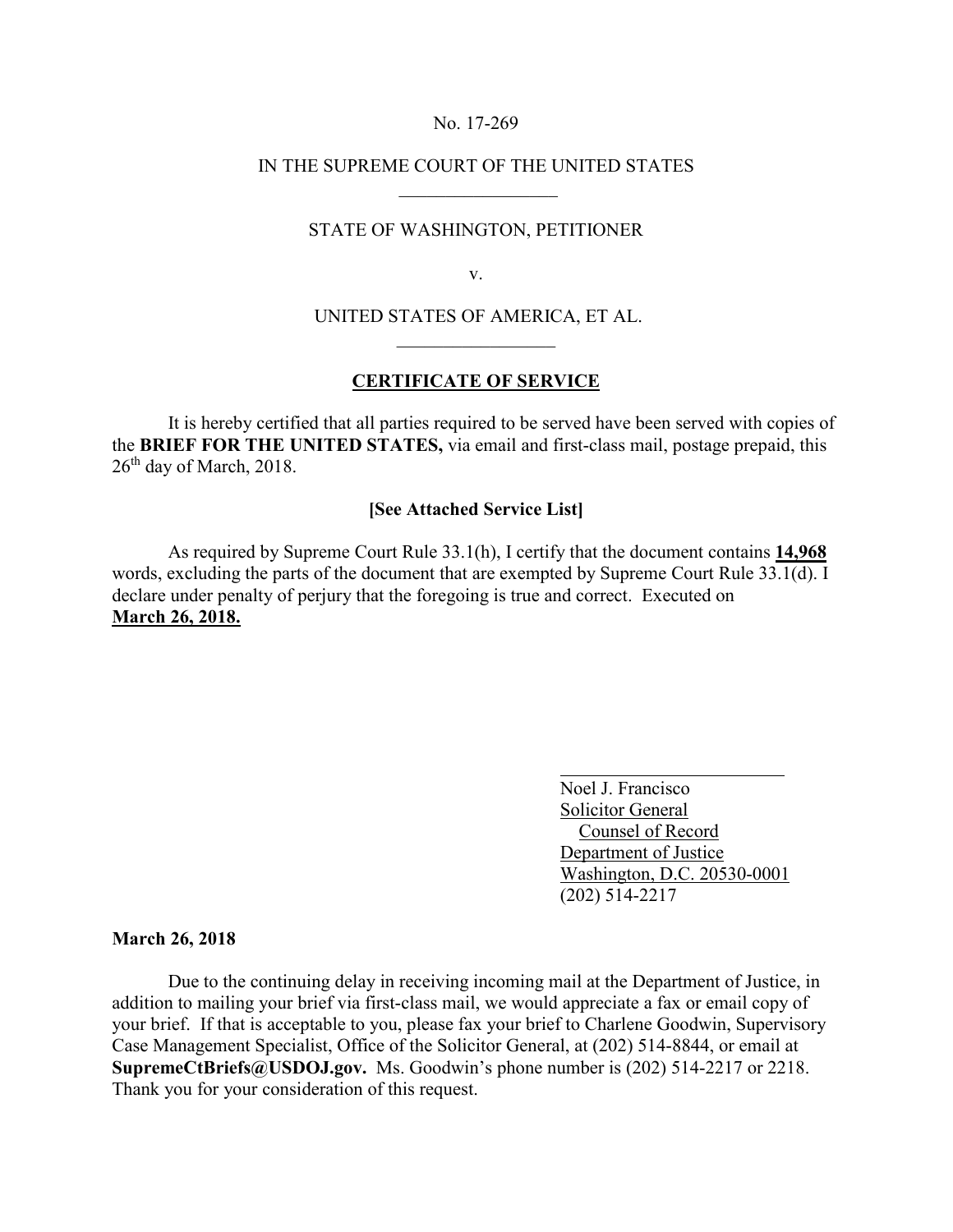No. 17-269

IN THE SUPREME COURT OF THE UNITED STATES

STATE OF WASHINGTON, PETITIONER

v.

UNITED STATES OF AMERICA, ET AL.

## CERTIFICATE OF SERVICE

It is hereby certified that all parties required to be served have been served with copies of the **BRIEF FOR THE UNITED STATES,** via email and first-class mail, postage prepaid, this 26th day of March, 2018.

**[See Attached Service List]**

As required by Supreme Court Rule 33.1(h), I certify that the document contains **14,968** words, excluding the parts of the document that are exempted by Supreme Court Rule 33.1(d). I declare under penalty of perjury that the foregoing is true and correct. Executed on **March 26, 2018.**

Noel J. Francisco
Solicitor General
Counsel of Record
Department of Justice
Washington, D.C. 20530-0001
(202) 514-2217

**March 26, 2018**

Due to the continuing delay in receiving incoming mail at the Department of Justice, in addition to mailing your brief via first-class mail, we would appreciate a fax or email copy of your brief. If that is acceptable to you, please fax your brief to Charlene Goodwin, Supervisory Case Management Specialist, Office of the Solicitor General, at (202) 514-8844, or email at **SupremeCtBriefs@USDOJ.gov.** Ms. Goodwin's phone number is (202) 514-2217 or 2218. Thank you for your consideration of this request.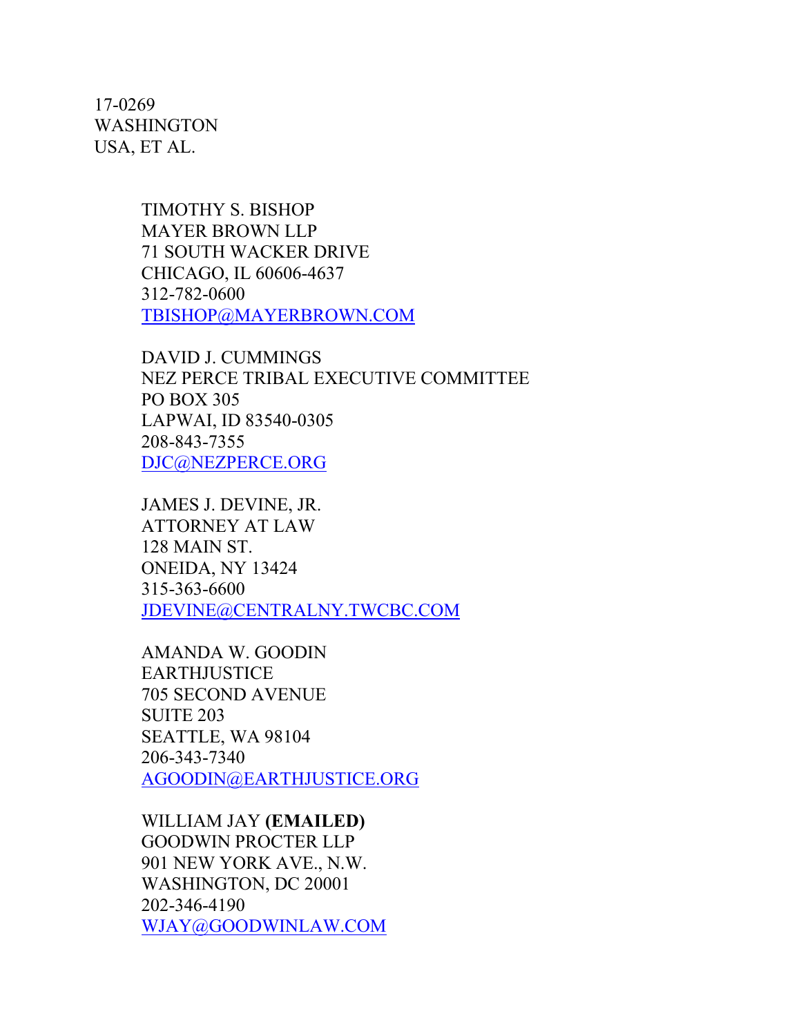17-0269
WASHINGTON
USA, ET AL.

TIMOTHY S. BISHOP
MAYER BROWN LLP
71 SOUTH WACKER DRIVE
CHICAGO, IL 60606-4637
312-782-0600
TBISHOP@MAYERBROWN.COM

DAVID J. CUMMINGS
NEZ PERCE TRIBAL EXECUTIVE COMMITTEE
PO BOX 305
LAPWAI, ID 83540-0305
208-843-7355
DJC@NEZPERCE.ORG

JAMES J. DEVINE, JR.
ATTORNEY AT LAW
128 MAIN ST.
ONEIDA, NY 13424
315-363-6600
JDEVINE@CENTRALNY.TWCBC.COM

AMANDA W. GOODIN
EARTHJUSTICE
705 SECOND AVENUE
SUITE 203
SEATTLE, WA 98104
206-343-7340
AGOODIN@EARTHJUSTICE.ORG

WILLIAM JAY **(EMAILED)**
GOODWIN PROCTER LLP
901 NEW YORK AVE., N.W.
WASHINGTON, DC 20001
202-346-4190
WJAY@GOODWINLAW.COM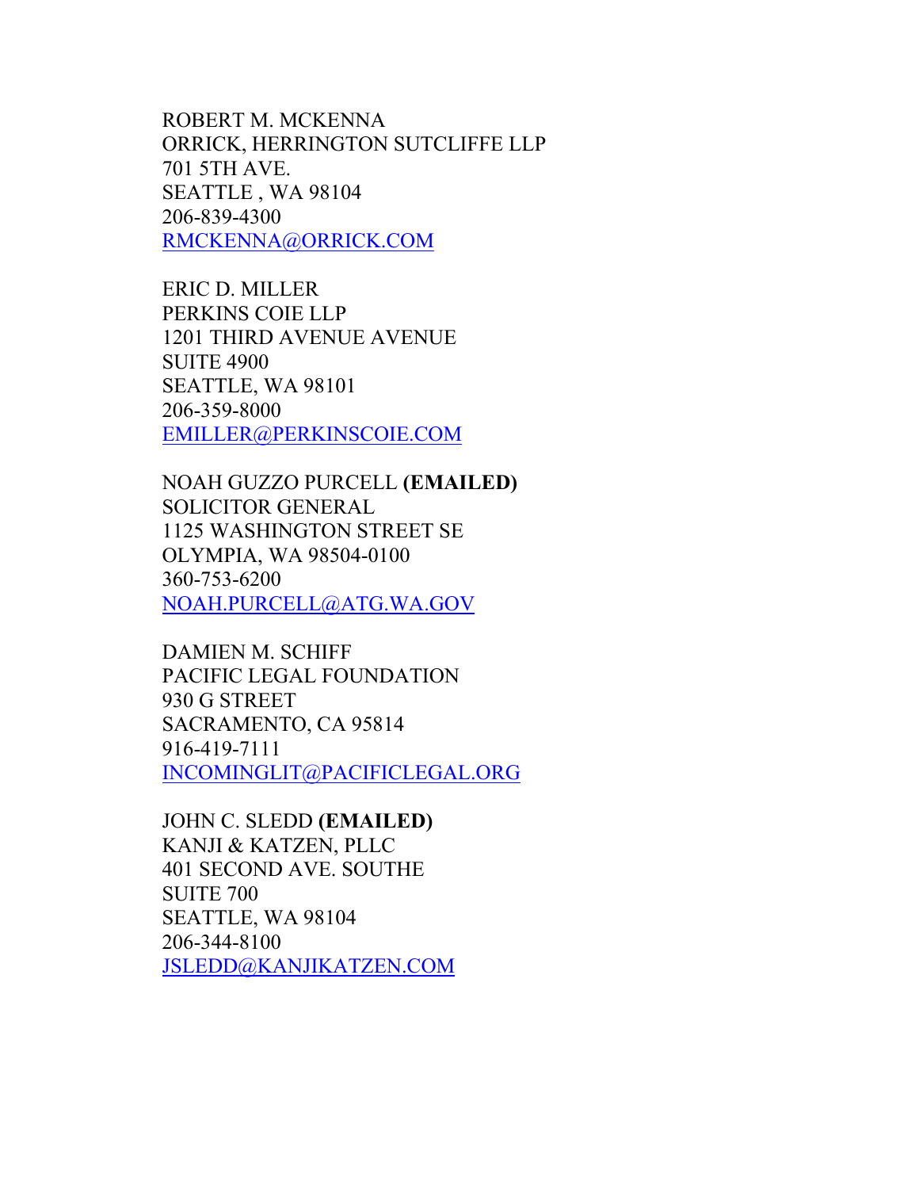ROBERT M. MCKENNA
ORRICK, HERRINGTON SUTCLIFFE LLP
701 5TH AVE.
SEATTLE , WA 98104
206-839-4300
RMCKENNA@ORRICK.COM

ERIC D. MILLER
PERKINS COIE LLP
1201 THIRD AVENUE AVENUE
SUITE 4900
SEATTLE, WA 98101
206-359-8000
EMILLER@PERKINSCOIE.COM

NOAH GUZZO PURCELL **(EMAILED)**
SOLICITOR GENERAL
1125 WASHINGTON STREET SE
OLYMPIA, WA 98504-0100
360-753-6200
NOAH.PURCELL@ATG.WA.GOV

DAMIEN M. SCHIFF
PACIFIC LEGAL FOUNDATION
930 G STREET
SACRAMENTO, CA 95814
916-419-7111
INCOMINGLIT@PACIFICLEGAL.ORG

JOHN C. SLEDD **(EMAILED)**
KANJI & KATZEN, PLLC
401 SECOND AVE. SOUTHE
SUITE 700
SEATTLE, WA 98104
206-344-8100
JSLEDD@KANJIKATZEN.COM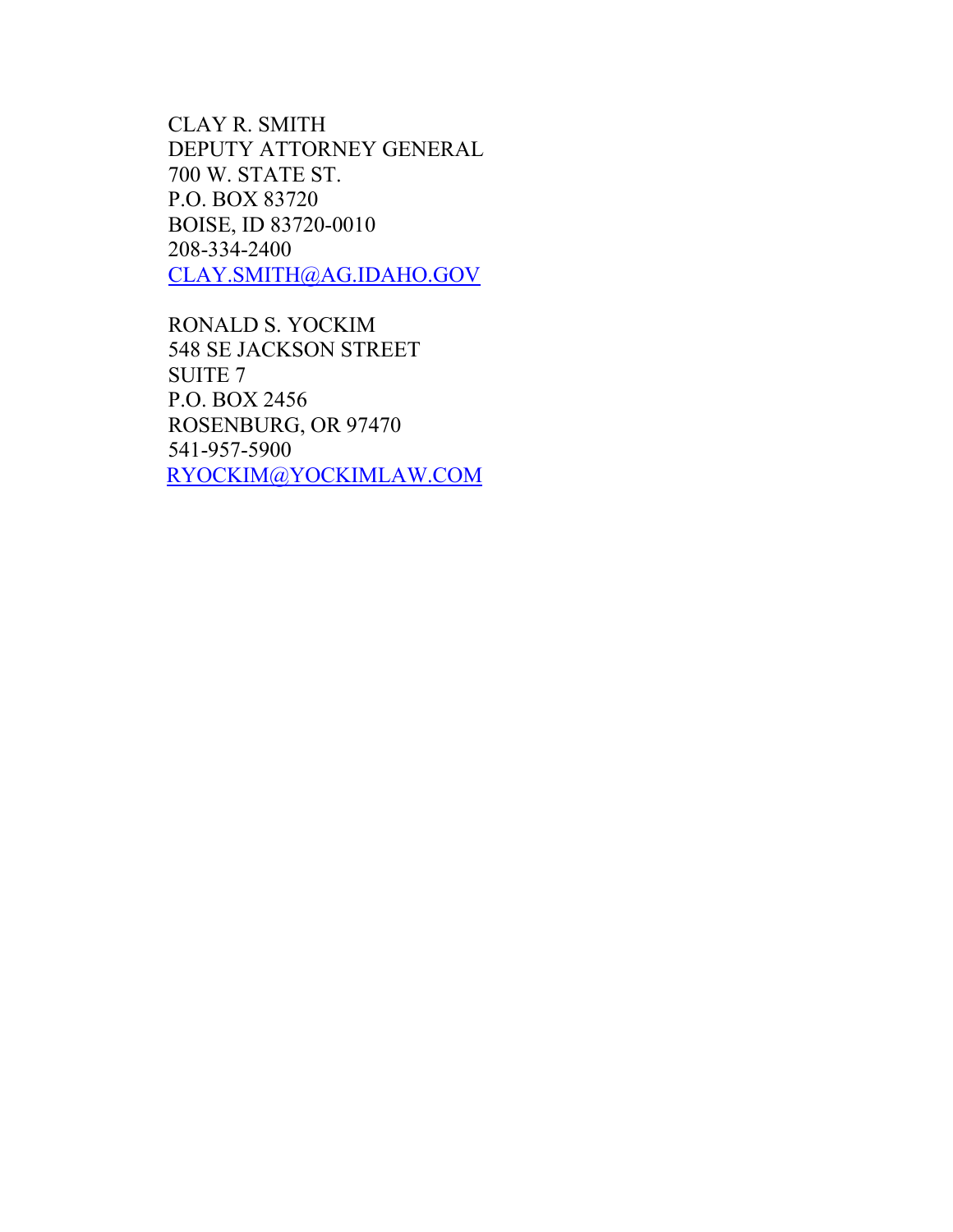CLAY R. SMITH
DEPUTY ATTORNEY GENERAL
700 W. STATE ST.
P.O. BOX 83720
BOISE, ID 83720-0010
208-334-2400
CLAY.SMITH@AG.IDAHO.GOV

RONALD S. YOCKIM
548 SE JACKSON STREET
SUITE 7
P.O. BOX 2456
ROSENBURG, OR 97470
541-957-5900
RYOCKIM@YOCKIMLAW.COM